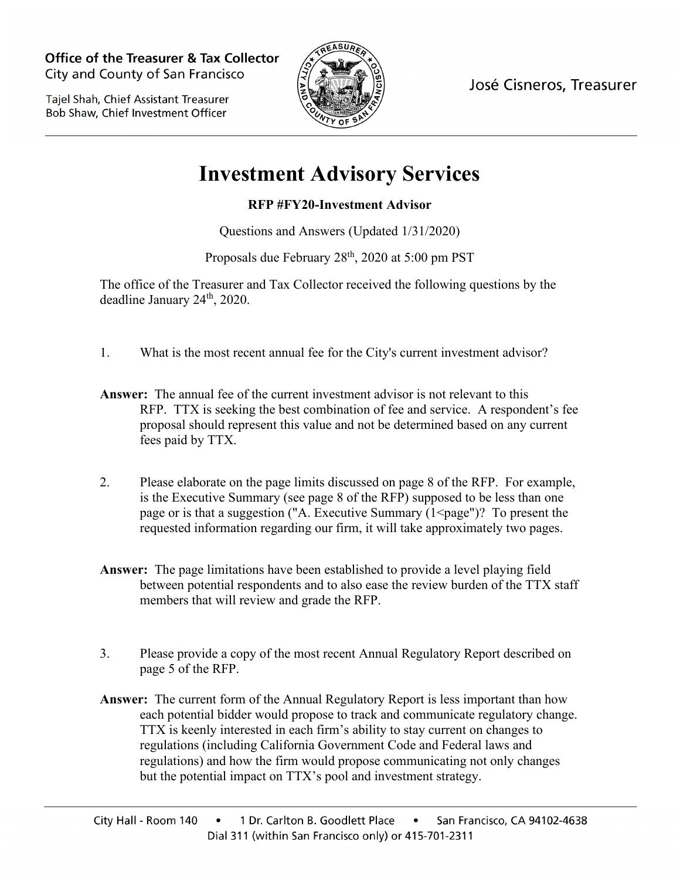Office of the Treasurer & Tax Collector
City and County of San Francisco

Tajel Shah, Chief Assistant Treasurer
Bob Shaw, Chief Investment Officer

José Cisneros, Treasurer

# Investment Advisory Services

**RFP #FY20-Investment Advisor**

Questions and Answers (Updated 1/31/2020)

Proposals due February 28th, 2020 at 5:00 pm PST

The office of the Treasurer and Tax Collector received the following questions by the deadline January 24th, 2020.

1. What is the most recent annual fee for the City's current investment advisor?

**Answer:** The annual fee of the current investment advisor is not relevant to this RFP. TTX is seeking the best combination of fee and service. A respondent's fee proposal should represent this value and not be determined based on any current fees paid by TTX.

2. Please elaborate on the page limits discussed on page 8 of the RFP. For example, is the Executive Summary (see page 8 of the RFP) supposed to be less than one page or is that a suggestion ("A. Executive Summary (1<page")? To present the requested information regarding our firm, it will take approximately two pages.

**Answer:** The page limitations have been established to provide a level playing field between potential respondents and to also ease the review burden of the TTX staff members that will review and grade the RFP.

3. Please provide a copy of the most recent Annual Regulatory Report described on page 5 of the RFP.

**Answer:** The current form of the Annual Regulatory Report is less important than how each potential bidder would propose to track and communicate regulatory change. TTX is keenly interested in each firm's ability to stay current on changes to regulations (including California Government Code and Federal laws and regulations) and how the firm would propose communicating not only changes but the potential impact on TTX's pool and investment strategy.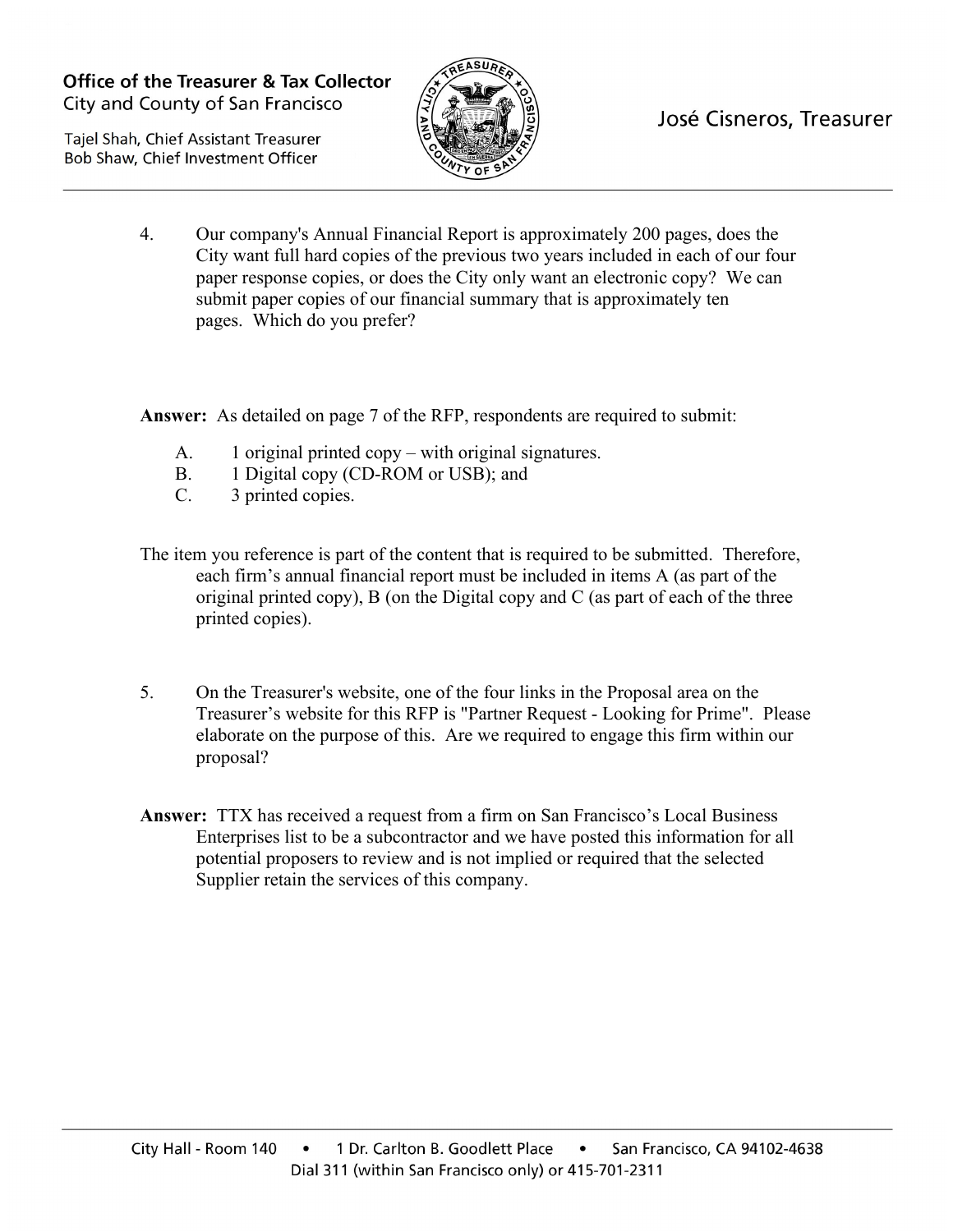4. Our company's Annual Financial Report is approximately 200 pages, does the City want full hard copies of the previous two years included in each of our four paper response copies, or does the City only want an electronic copy? We can submit paper copies of our financial summary that is approximately ten pages. Which do you prefer?

**Answer:** As detailed on page 7 of the RFP, respondents are required to submit:

A. 1 original printed copy – with original signatures.
B. 1 Digital copy (CD-ROM or USB); and
C. 3 printed copies.

The item you reference is part of the content that is required to be submitted. Therefore, each firm's annual financial report must be included in items A (as part of the original printed copy), B (on the Digital copy and C (as part of each of the three printed copies).

5. On the Treasurer's website, one of the four links in the Proposal area on the Treasurer's website for this RFP is "Partner Request - Looking for Prime". Please elaborate on the purpose of this. Are we required to engage this firm within our proposal?

**Answer:** TTX has received a request from a firm on San Francisco's Local Business Enterprises list to be a subcontractor and we have posted this information for all potential proposers to review and is not implied or required that the selected Supplier retain the services of this company.